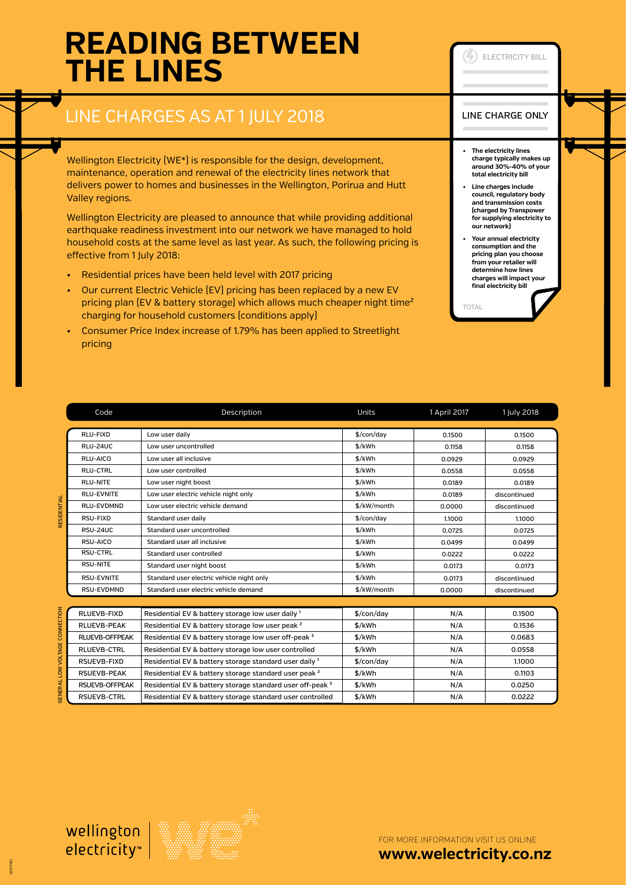# READING BETWEEN THE LINES

## LINE CHARGES AS AT 1 JULY 2018

Wellington Electricity (WE*) is responsible for the design, development, maintenance, operation and renewal of the electricity lines network that delivers power to homes and businesses in the Wellington, Porirua and Hutt Valley regions.

Wellington Electricity are pleased to announce that while providing additional earthquake readiness investment into our network we have managed to hold household costs at the same level as last year. As such, the following pricing is effective from 1 July 2018:

- Residential prices have been held level with 2017 pricing
- Our current Electric Vehicle (EV) pricing has been replaced by a new EV pricing plan (EV & battery storage) which allows much cheaper night time[2] charging for household customers (conditions apply)
- Consumer Price Index increase of 1.79% has been applied to Streetlight pricing

ELECTRICITY BILL

LINE CHARGE ONLY

- **The electricity lines charge typically makes up around 30%-40% of your total electricity bill**
- **Line charges include council, regulatory body and transmission costs (charged by Transpower for supplying electricity to our network)**
- **Your annual electricity consumption and the pricing plan you choose from your retailer will determine how lines charges will impact your final electricity bill**

TOTAL

| | Code | Description | Units | 1 April 2017 | 1 July 2018 |
|---|---|---|---|---|---|
| RESIDENTIAL | RLU-FIXD | Low user daily | $/con/day | 0.1500 | 0.1500 |
| | RLU-24UC | Low user uncontrolled | $/kWh | 0.1158 | 0.1158 |
| | RLU-AICO | Low user all inclusive | $/kWh | 0.0929 | 0.0929 |
| | RLU-CTRL | Low user controlled | $/kWh | 0.0558 | 0.0558 |
| | RLU-NITE | Low user night boost | $/kWh | 0.0189 | 0.0189 |
| | RLU-EVNITE | Low user electric vehicle night only | $/kWh | 0.0189 | discontinued |
| | RLU-EVDMND | Low user electric vehicle demand | $/kW/month | 0.0000 | discontinued |
| | RSU-FIXD | Standard user daily | $/con/day | 1.1000 | 1.1000 |
| | RSU-24UC | Standard user uncontrolled | $/kWh | 0.0725 | 0.0725 |
| | RSU-AICO | Standard user all inclusive | $/kWh | 0.0499 | 0.0499 |
| | RSU-CTRL | Standard user controlled | $/kWh | 0.0222 | 0.0222 |
| | RSU-NITE | Standard user night boost | $/kWh | 0.0173 | 0.0173 |
| | RSU-EVNITE | Standard user electric vehicle night only | $/kWh | 0.0173 | discontinued |
| | RSU-EVDMND | Standard user electric vehicle demand | $/kW/month | 0.0000 | discontinued |
| GENERAL LOW VOLTAGE CONNECTION | RLUEVB-FIXD | Residential EV & battery storage low user daily [1] | $/con/day | N/A | 0.1500 |
| | RLUEVB-PEAK | Residential EV & battery storage low user peak [2] | $/kWh | N/A | 0.1536 |
| | RLUEVB-OFFPEAK | Residential EV & battery storage low user off-peak [3] | $/kWh | N/A | 0.0683 |
| | RLUEVB-CTRL | Residential EV & battery storage low user controlled | $/kWh | N/A | 0.0558 |
| | RSUEVB-FIXD | Residential EV & battery storage standard user daily [1] | $/con/day | N/A | 1.1000 |
| | RSUEVB-PEAK | Residential EV & battery storage standard user peak [2] | $/kWh | N/A | 0.1103 |
| | RSUEVB-OFFPEAK | Residential EV & battery storage standard user off-peak [3] | $/kWh | N/A | 0.0250 |
| | RSUEVB-CTRL | Residential EV & battery storage standard user controlled | $/kWh | N/A | 0.0222 |

wellington electricity™

FOR MORE INFORMATION VISIT US ONLINE
**www.welectricity.co.nz**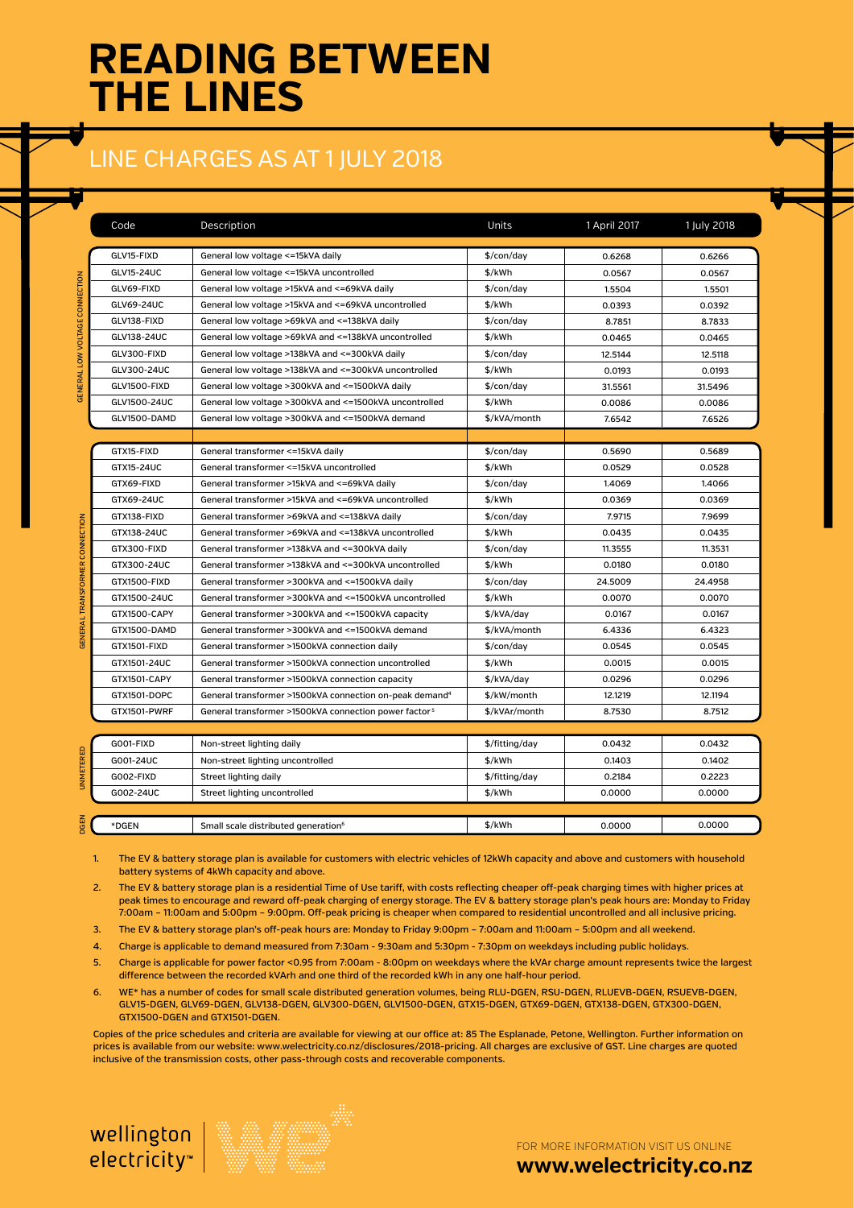# READING BETWEEN THE LINES

## LINE CHARGES AS AT 1 JULY 2018

| | Code | Description | Units | 1 April 2017 | 1 July 2018 |
|---|---|---|---|---|---|
| GENERAL LOW VOLTAGE CONNECTION | GLV15-FIXD | General low voltage <=15kVA daily | $/con/day | 0.6268 | 0.6266 |
| | GLV15-24UC | General low voltage <=15kVA uncontrolled | $/kWh | 0.0567 | 0.0567 |
| | GLV69-FIXD | General low voltage >15kVA and <=69kVA daily | $/con/day | 1.5504 | 1.5501 |
| | GLV69-24UC | General low voltage >15kVA and <=69kVA uncontrolled | $/kWh | 0.0393 | 0.0392 |
| | GLV138-FIXD | General low voltage >69kVA and <=138kVA daily | $/con/day | 8.7851 | 8.7833 |
| | GLV138-24UC | General low voltage >69kVA and <=138kVA uncontrolled | $/kWh | 0.0465 | 0.0465 |
| | GLV300-FIXD | General low voltage >138kVA and <=300kVA daily | $/con/day | 12.5144 | 12.5118 |
| | GLV300-24UC | General low voltage >138kVA and <=300kVA uncontrolled | $/kWh | 0.0193 | 0.0193 |
| | GLV1500-FIXD | General low voltage >300kVA and <=1500kVA daily | $/con/day | 31.5561 | 31.5496 |
| | GLV1500-24UC | General low voltage >300kVA and <=1500kVA uncontrolled | $/kWh | 0.0086 | 0.0086 |
| | GLV1500-DAMD | General low voltage >300kVA and <=1500kVA demand | $/kVA/month | 7.6542 | 7.6526 |
| GENERAL TRANSFORMER CONNECTION | GTX15-FIXD | General transformer <=15kVA daily | $/con/day | 0.5690 | 0.5689 |
| | GTX15-24UC | General transformer <=15kVA uncontrolled | $/kWh | 0.0529 | 0.0528 |
| | GTX69-FIXD | General transformer >15kVA and <=69kVA daily | $/con/day | 1.4069 | 1.4066 |
| | GTX69-24UC | General transformer >15kVA and <=69kVA uncontrolled | $/kWh | 0.0369 | 0.0369 |
| | GTX138-FIXD | General transformer >69kVA and <=138kVA daily | $/con/day | 7.9715 | 7.9699 |
| | GTX138-24UC | General transformer >69kVA and <=138kVA uncontrolled | $/kWh | 0.0435 | 0.0435 |
| | GTX300-FIXD | General transformer >138kVA and <=300kVA daily | $/con/day | 11.3555 | 11.3531 |
| | GTX300-24UC | General transformer >138kVA and <=300kVA uncontrolled | $/kWh | 0.0180 | 0.0180 |
| | GTX1500-FIXD | General transformer >300kVA and <=1500kVA daily | $/con/day | 24.5009 | 24.4958 |
| | GTX1500-24UC | General transformer >300kVA and <=1500kVA uncontrolled | $/kWh | 0.0070 | 0.0070 |
| | GTX1500-CAPY | General transformer >300kVA and <=1500kVA capacity | $/kVA/day | 0.0167 | 0.0167 |
| | GTX1500-DAMD | General transformer >300kVA and <=1500kVA demand | $/kVA/month | 6.4336 | 6.4323 |
| | GTX1501-FIXD | General transformer >1500kVA connection daily | $/con/day | 0.0545 | 0.0545 |
| | GTX1501-24UC | General transformer >1500kVA connection uncontrolled | $/kWh | 0.0015 | 0.0015 |
| | GTX1501-CAPY | General transformer >1500kVA connection capacity | $/kVA/day | 0.0296 | 0.0296 |
| | GTX1501-DOPC | General transformer >1500kVA connection on-peak demand[4] | $/kW/month | 12.1219 | 12.1194 |
| | GTX1501-PWRF | General transformer >1500kVA connection power factor[5] | $/kVAr/month | 8.7530 | 8.7512 |
| UNMETERED | G001-FIXD | Non-street lighting daily | $/fitting/day | 0.0432 | 0.0432 |
| | G001-24UC | Non-street lighting uncontrolled | $/kWh | 0.1403 | 0.1402 |
| | G002-FIXD | Street lighting daily | $/fitting/day | 0.2184 | 0.2223 |
| | G002-24UC | Street lighting uncontrolled | $/kWh | 0.0000 | 0.0000 |
| DGEN | *DGEN | Small scale distributed generation[6] | $/kWh | 0.0000 | 0.0000 |

1. The EV & battery storage plan is available for customers with electric vehicles of 12kWh capacity and above and customers with household battery systems of 4kWh capacity and above.
2. The EV & battery storage plan is a residential Time of Use tariff, with costs reflecting cheaper off-peak charging times with higher prices at peak times to encourage and reward off-peak charging of energy storage. The EV & battery storage plan's peak hours are: Monday to Friday 7:00am – 11:00am and 5:00pm – 9:00pm. Off-peak pricing is cheaper when compared to residential uncontrolled and all inclusive pricing.
3. The EV & battery storage plan's off-peak hours are: Monday to Friday 9:00pm – 7:00am and 11:00am – 5:00pm and all weekend.
4. Charge is applicable to demand measured from 7:30am - 9:30am and 5:30pm - 7:30pm on weekdays including public holidays.
5. Charge is applicable for power factor <0.95 from 7:00am - 8:00pm on weekdays where the kVAr charge amount represents twice the largest difference between the recorded kVArh and one third of the recorded kWh in any one half-hour period.
6. WE* has a number of codes for small scale distributed generation volumes, being RLU-DGEN, RSU-DGEN, RLUEVB-DGEN, RSUEVB-DGEN, GLV15-DGEN, GLV69-DGEN, GLV138-DGEN, GLV300-DGEN, GLV1500-DGEN, GTX15-DGEN, GTX69-DGEN, GTX138-DGEN, GTX300-DGEN, GTX1500-DGEN and GTX1501-DGEN.

Copies of the price schedules and criteria are available for viewing at our office at: 85 The Esplanade, Petone, Wellington. Further information on prices is available from our website: www.welectricity.co.nz/disclosures/2018-pricing. All charges are exclusive of GST. Line charges are quoted inclusive of the transmission costs, other pass-through costs and recoverable components.

wellington electricity™

FOR MORE INFORMATION VISIT US ONLINE
**www.welectricity.co.nz**